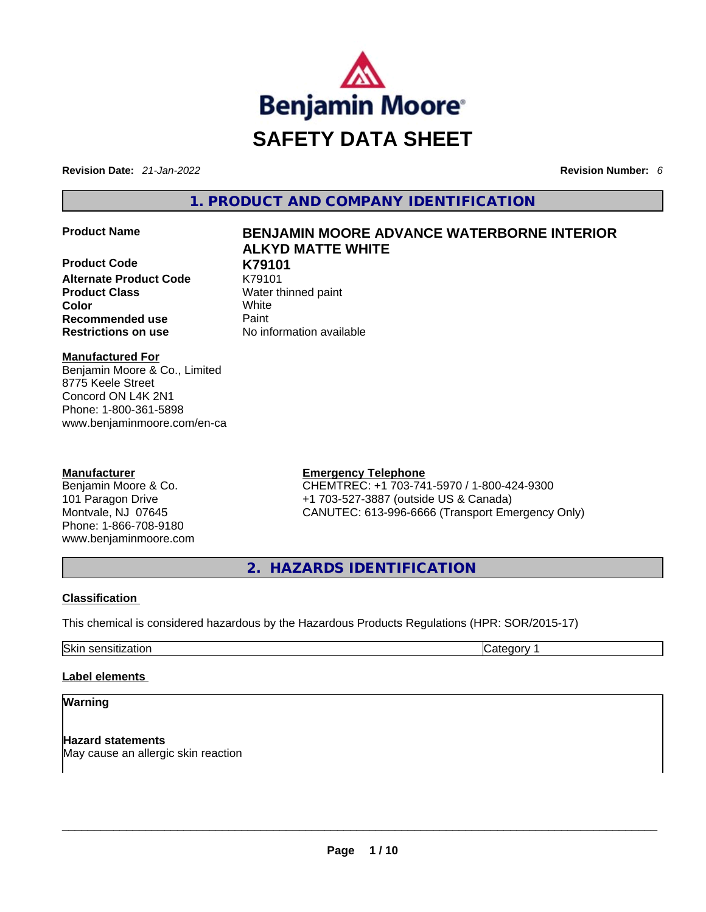# SAFETY DATA SHEET

**Revision Date:** *21-Jan-2022* **Revision Number:** *6*

## 1. PRODUCT AND COMPANY IDENTIFICATION

| | |
|---|---|
| **Product Name** | **BENJAMIN MOORE ADVANCE WATERBORNE INTERIOR ALKYD MATTE WHITE** |
| **Product Code** | **K79101** |
| **Alternate Product Code** | K79101 |
| **Product Class** | Water thinned paint |
| **Color** | White |
| **Recommended use** | Paint |
| **Restrictions on use** | No information available |

**Manufactured For**
Benjamin Moore & Co., Limited
8775 Keele Street
Concord ON L4K 2N1
Phone: 1-800-361-5898
www.benjaminmoore.com/en-ca

**Manufacturer**
Benjamin Moore & Co.
101 Paragon Drive
Montvale, NJ 07645
Phone: 1-866-708-9180
www.benjaminmoore.com

**Emergency Telephone**
CHEMTREC: +1 703-741-5970 / 1-800-424-9300
+1 703-527-3887 (outside US & Canada)
CANUTEC: 613-996-6666 (Transport Emergency Only)

## 2. HAZARDS IDENTIFICATION

**Classification**

This chemical is considered hazardous by the Hazardous Products Regulations (HPR: SOR/2015-17)

| | |
|---|---|
| Skin sensitization | Category 1 |

**Label elements**

**Warning**

**Hazard statements**
May cause an allergic skin reaction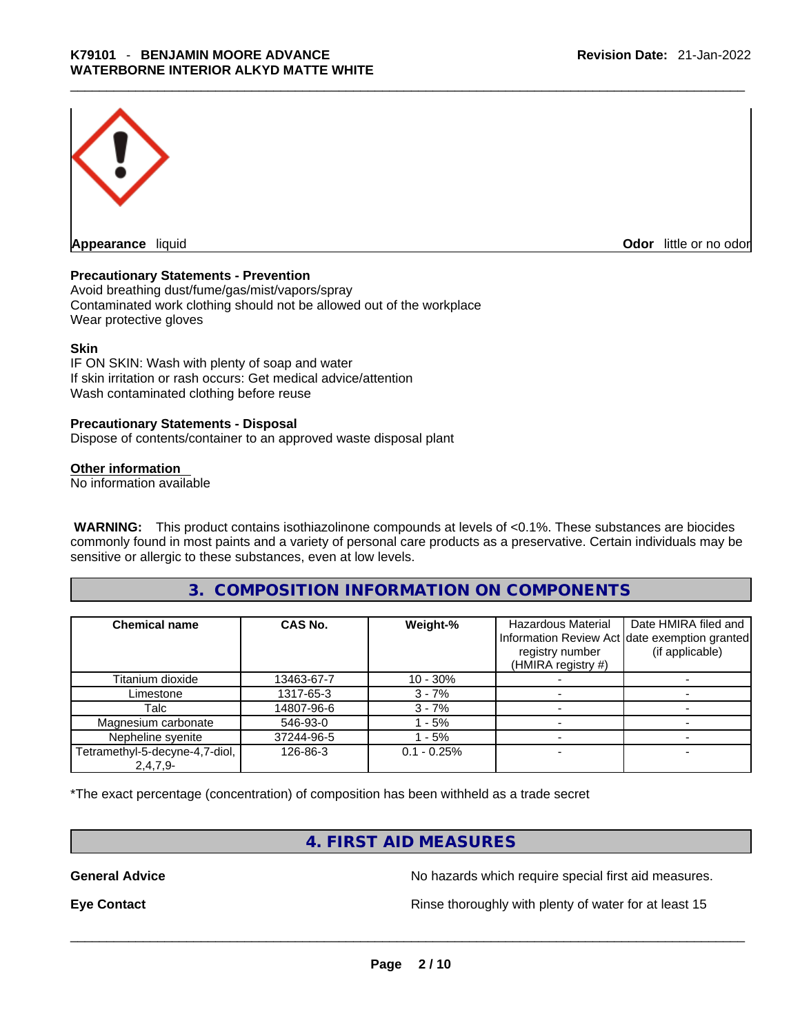**Appearance** liquid

**Odor** little or no odor

### Precautionary Statements - Prevention

Avoid breathing dust/fume/gas/mist/vapors/spray
Contaminated work clothing should not be allowed out of the workplace
Wear protective gloves

### Skin

IF ON SKIN: Wash with plenty of soap and water
If skin irritation or rash occurs: Get medical advice/attention
Wash contaminated clothing before reuse

### Precautionary Statements - Disposal

Dispose of contents/container to an approved waste disposal plant

### Other information

No information available

**WARNING:** This product contains isothiazolinone compounds at levels of <0.1%. These substances are biocides commonly found in most paints and a variety of personal care products as a preservative. Certain individuals may be sensitive or allergic to these substances, even at low levels.

## 3. COMPOSITION INFORMATION ON COMPONENTS

| Chemical name | CAS No. | Weight-% | Hazardous Material Information Review Act registry number (HMIRA registry #) | Date HMIRA filed and date exemption granted (if applicable) |
|---|---|---|---|---|
| Titanium dioxide | 13463-67-7 | 10 - 30% | - | - |
| Limestone | 1317-65-3 | 3 - 7% | - | - |
| Talc | 14807-96-6 | 3 - 7% | - | - |
| Magnesium carbonate | 546-93-0 | 1 - 5% | - | - |
| Nepheline syenite | 37244-96-5 | 1 - 5% | - | - |
| Tetramethyl-5-decyne-4,7-diol, 2,4,7,9- | 126-86-3 | 0.1 - 0.25% | - | - |

*The exact percentage (concentration) of composition has been withheld as a trade secret

## 4. FIRST AID MEASURES

**General Advice** No hazards which require special first aid measures.

**Eye Contact** Rinse thoroughly with plenty of water for at least 15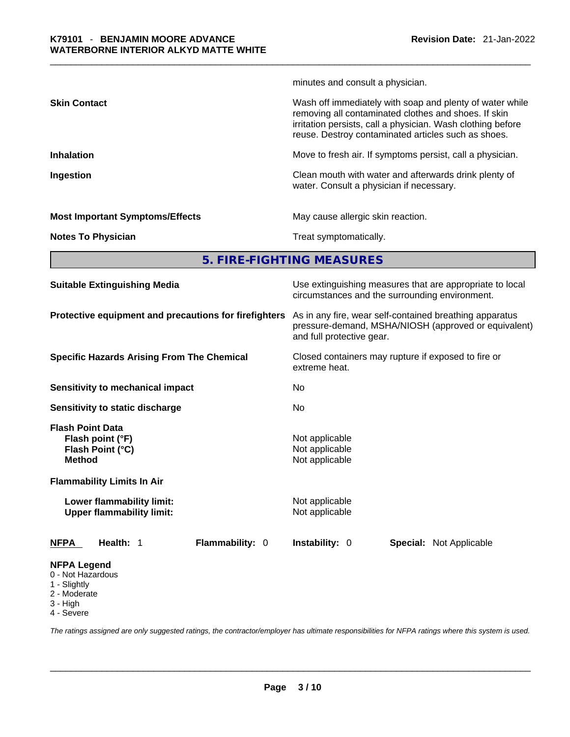minutes and consult a physician.

| | |
|---|---|
| **Skin Contact** | Wash off immediately with soap and plenty of water while removing all contaminated clothes and shoes. If skin irritation persists, call a physician. Wash clothing before reuse. Destroy contaminated articles such as shoes. |
| **Inhalation** | Move to fresh air. If symptoms persist, call a physician. |
| **Ingestion** | Clean mouth with water and afterwards drink plenty of water. Consult a physician if necessary. |
| **Most Important Symptoms/Effects** | May cause allergic skin reaction. |
| **Notes To Physician** | Treat symptomatically. |

## 5. FIRE-FIGHTING MEASURES

| | |
|---|---|
| **Suitable Extinguishing Media** | Use extinguishing measures that are appropriate to local circumstances and the surrounding environment. |
| **Protective equipment and precautions for firefighters** | As in any fire, wear self-contained breathing apparatus pressure-demand, MSHA/NIOSH (approved or equivalent) and full protective gear. |
| **Specific Hazards Arising From The Chemical** | Closed containers may rupture if exposed to fire or extreme heat. |
| **Sensitivity to mechanical impact** | No |
| **Sensitivity to static discharge** | No |

**Flash Point Data**

| | |
|---|---|
| **Flash point (°F)** | Not applicable |
| **Flash Point (°C)** | Not applicable |
| **Method** | Not applicable |

**Flammability Limits In Air**

| | |
|---|---|
| **Lower flammability limit:** | Not applicable |
| **Upper flammability limit:** | Not applicable |

| **NFPA** | **Health:** 1 | **Flammability:** 0 | **Instability:** 0 | **Special:** Not Applicable |
|---|---|---|---|---|

**NFPA Legend**
- 0 - Not Hazardous
- 1 - Slightly
- 2 - Moderate
- 3 - High
- 4 - Severe

*The ratings assigned are only suggested ratings, the contractor/employer has ultimate responsibilities for NFPA ratings where this system is used.*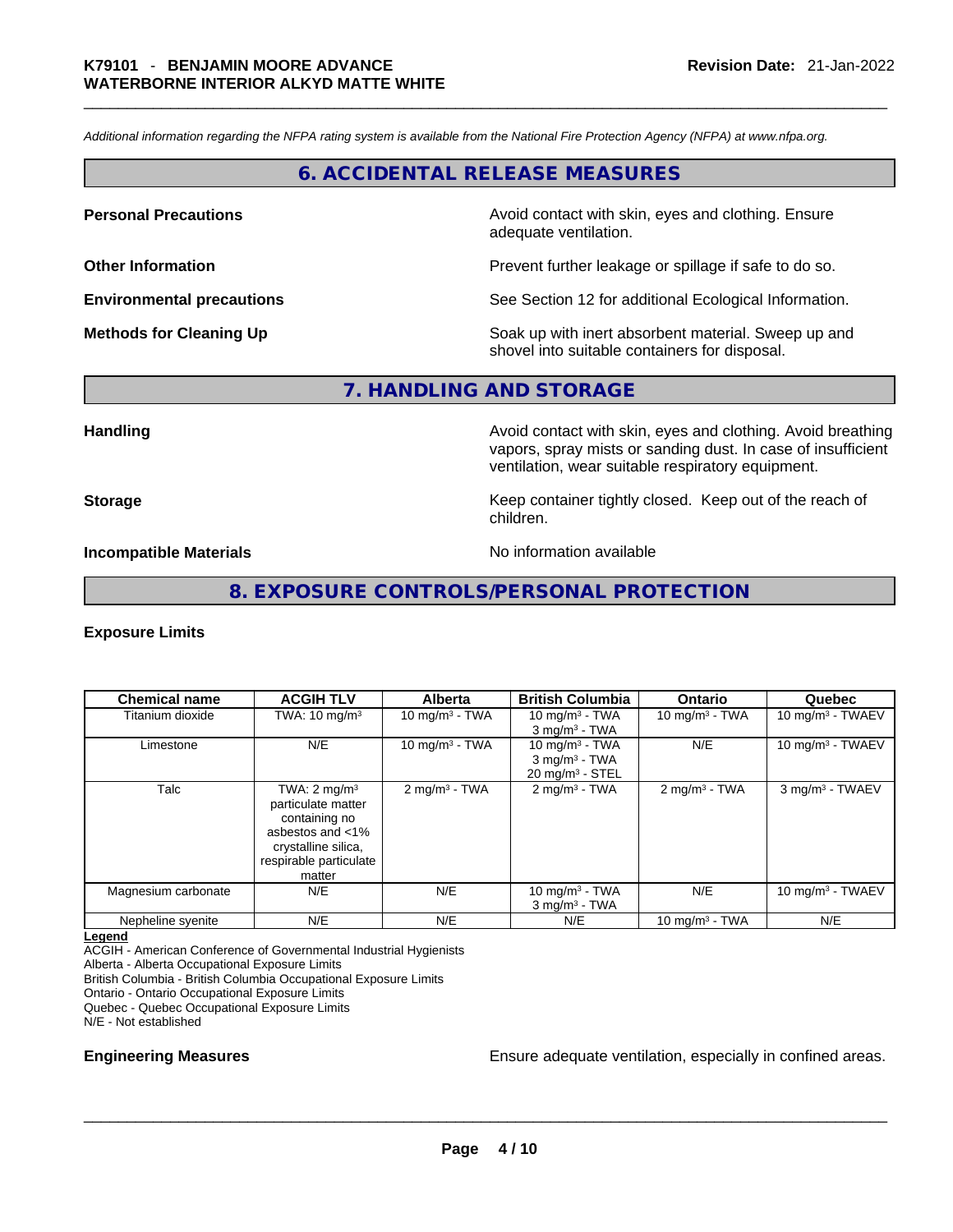*Additional information regarding the NFPA rating system is available from the National Fire Protection Agency (NFPA) at www.nfpa.org.*

## 6. ACCIDENTAL RELEASE MEASURES

**Personal Precautions** — Avoid contact with skin, eyes and clothing. Ensure adequate ventilation.

**Other Information** — Prevent further leakage or spillage if safe to do so.

**Environmental precautions** — See Section 12 for additional Ecological Information.

**Methods for Cleaning Up** — Soak up with inert absorbent material. Sweep up and shovel into suitable containers for disposal.

## 7. HANDLING AND STORAGE

**Handling** — Avoid contact with skin, eyes and clothing. Avoid breathing vapors, spray mists or sanding dust. In case of insufficient ventilation, wear suitable respiratory equipment.

**Storage** — Keep container tightly closed. Keep out of the reach of children.

**Incompatible Materials** — No information available

## 8. EXPOSURE CONTROLS/PERSONAL PROTECTION

### Exposure Limits

| Chemical name | ACGIH TLV | Alberta | British Columbia | Ontario | Quebec |
|---|---|---|---|---|---|
| Titanium dioxide | TWA: 10 mg/m³ | 10 mg/m³ - TWA | 10 mg/m³ - TWA<br>3 mg/m³ - TWA | 10 mg/m³ - TWA | 10 mg/m³ - TWAEV |
| Limestone | N/E | 10 mg/m³ - TWA | 10 mg/m³ - TWA<br>3 mg/m³ - TWA<br>20 mg/m³ - STEL | N/E | 10 mg/m³ - TWAEV |
| Talc | TWA: 2 mg/m³ particulate matter containing no asbestos and <1% crystalline silica, respirable particulate matter | 2 mg/m³ - TWA | 2 mg/m³ - TWA | 2 mg/m³ - TWA | 3 mg/m³ - TWAEV |
| Magnesium carbonate | N/E | N/E | 10 mg/m³ - TWA<br>3 mg/m³ - TWA | N/E | 10 mg/m³ - TWAEV |
| Nepheline syenite | N/E | N/E | N/E | 10 mg/m³ - TWA | N/E |

**Legend**

ACGIH - American Conference of Governmental Industrial Hygienists
Alberta - Alberta Occupational Exposure Limits
British Columbia - British Columbia Occupational Exposure Limits
Ontario - Ontario Occupational Exposure Limits
Quebec - Quebec Occupational Exposure Limits
N/E - Not established

**Engineering Measures** — Ensure adequate ventilation, especially in confined areas.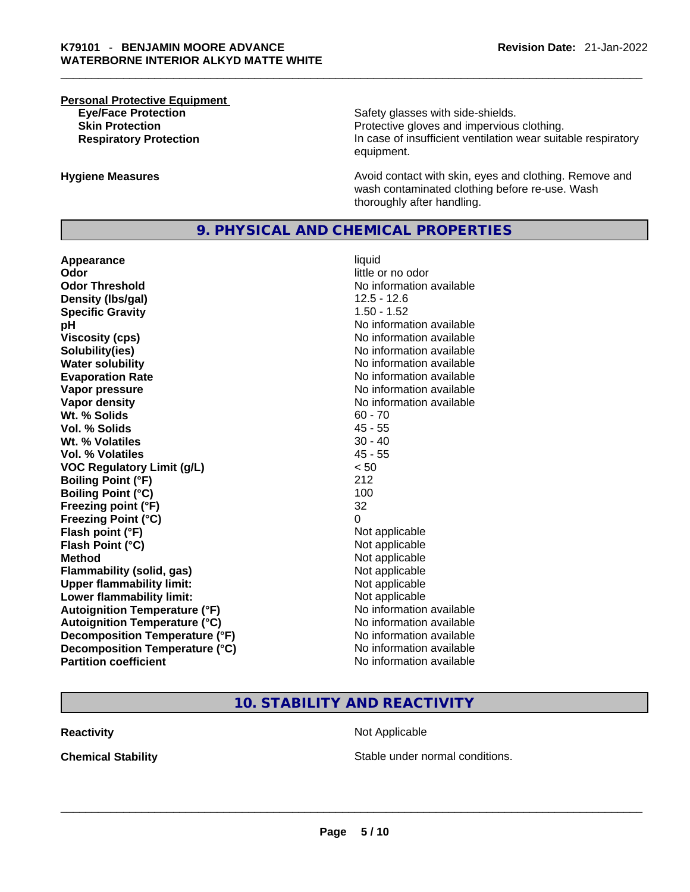**Personal Protective Equipment**

| | |
|---|---|
| **Eye/Face Protection** | Safety glasses with side-shields. |
| **Skin Protection** | Protective gloves and impervious clothing. |
| **Respiratory Protection** | In case of insufficient ventilation wear suitable respiratory equipment. |

| | |
|---|---|
| **Hygiene Measures** | Avoid contact with skin, eyes and clothing. Remove and wash contaminated clothing before re-use. Wash thoroughly after handling. |

## 9. PHYSICAL AND CHEMICAL PROPERTIES

| | |
|---|---|
| **Appearance** | liquid |
| **Odor** | little or no odor |
| **Odor Threshold** | No information available |
| **Density (lbs/gal)** | 12.5 - 12.6 |
| **Specific Gravity** | 1.50 - 1.52 |
| **pH** | No information available |
| **Viscosity (cps)** | No information available |
| **Solubility(ies)** | No information available |
| **Water solubility** | No information available |
| **Evaporation Rate** | No information available |
| **Vapor pressure** | No information available |
| **Vapor density** | No information available |
| **Wt. % Solids** | 60 - 70 |
| **Vol. % Solids** | 45 - 55 |
| **Wt. % Volatiles** | 30 - 40 |
| **Vol. % Volatiles** | 45 - 55 |
| **VOC Regulatory Limit (g/L)** | < 50 |
| **Boiling Point (°F)** | 212 |
| **Boiling Point (°C)** | 100 |
| **Freezing point (°F)** | 32 |
| **Freezing Point (°C)** | 0 |
| **Flash point (°F)** | Not applicable |
| **Flash Point (°C)** | Not applicable |
| **Method** | Not applicable |
| **Flammability (solid, gas)** | Not applicable |
| **Upper flammability limit:** | Not applicable |
| **Lower flammability limit:** | Not applicable |
| **Autoignition Temperature (°F)** | No information available |
| **Autoignition Temperature (°C)** | No information available |
| **Decomposition Temperature (°F)** | No information available |
| **Decomposition Temperature (°C)** | No information available |
| **Partition coefficient** | No information available |

## 10. STABILITY AND REACTIVITY

| | |
|---|---|
| **Reactivity** | Not Applicable |
| **Chemical Stability** | Stable under normal conditions. |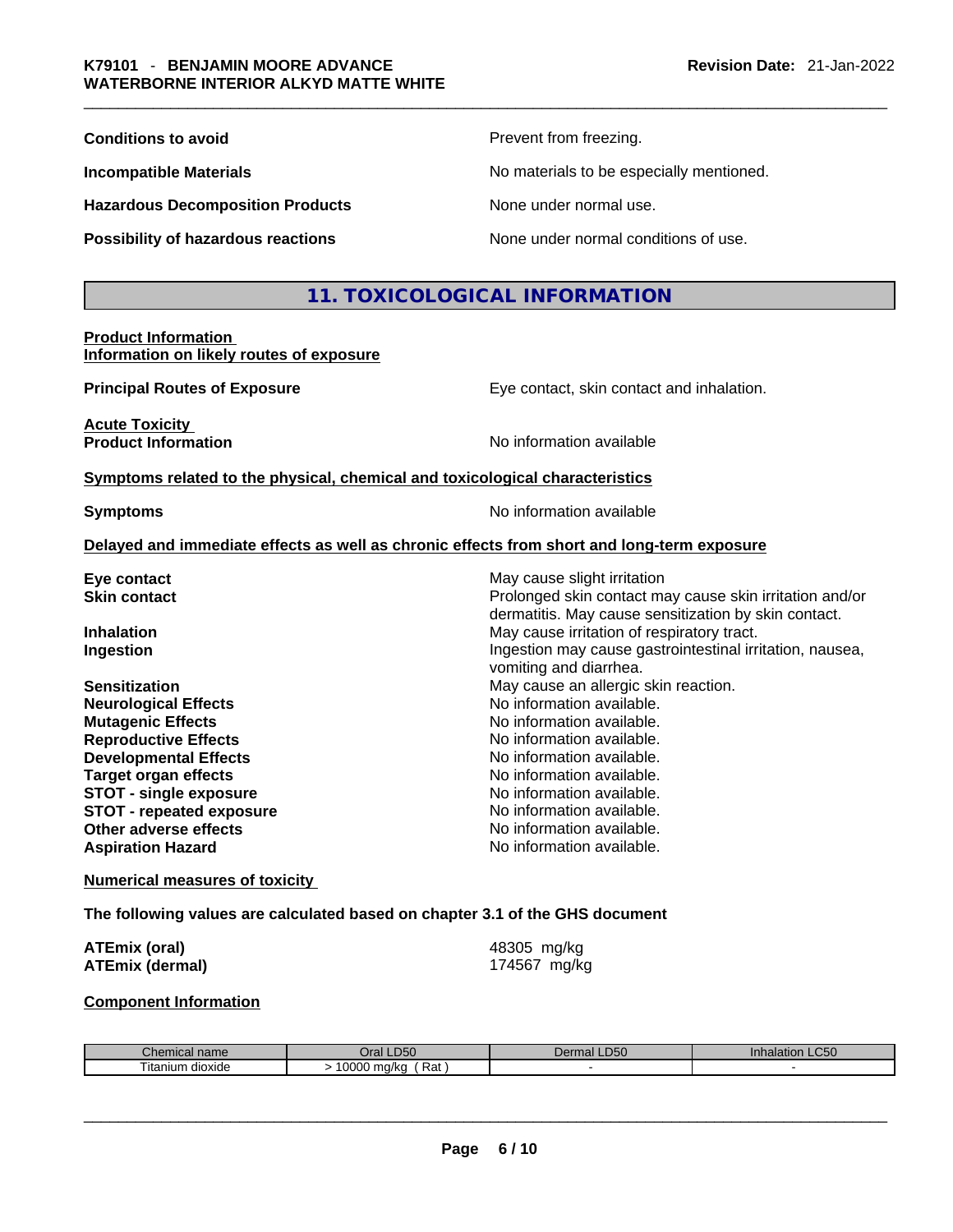**Conditions to avoid** Prevent from freezing.

**Incompatible Materials** No materials to be especially mentioned.

**Hazardous Decomposition Products** None under normal use.

**Possibility of hazardous reactions** None under normal conditions of use.

## 11. TOXICOLOGICAL INFORMATION

**Product Information**
**Information on likely routes of exposure**

**Principal Routes of Exposure** Eye contact, skin contact and inhalation.

**Acute Toxicity**
**Product Information** No information available

**Symptoms related to the physical, chemical and toxicological characteristics**

**Symptoms** No information available

**Delayed and immediate effects as well as chronic effects from short and long-term exposure**

**Eye contact** May cause slight irritation
**Skin contact** Prolonged skin contact may cause skin irritation and/or dermatitis. May cause sensitization by skin contact.
**Inhalation** May cause irritation of respiratory tract.
**Ingestion** Ingestion may cause gastrointestinal irritation, nausea, vomiting and diarrhea.
**Sensitization** May cause an allergic skin reaction.
**Neurological Effects** No information available.
**Mutagenic Effects** No information available.
**Reproductive Effects** No information available.
**Developmental Effects** No information available.
**Target organ effects** No information available.
**STOT - single exposure** No information available.
**STOT - repeated exposure** No information available.
**Other adverse effects** No information available.
**Aspiration Hazard** No information available.

**Numerical measures of toxicity**

**The following values are calculated based on chapter 3.1 of the GHS document**

**ATEmix (oral)** 48305 mg/kg
**ATEmix (dermal)** 174567 mg/kg

**Component Information**

| Chemical name | Oral LD50 | Dermal LD50 | Inhalation LC50 |
|---|---|---|---|
| Titanium dioxide | > 10000 mg/kg ( Rat ) | - | - |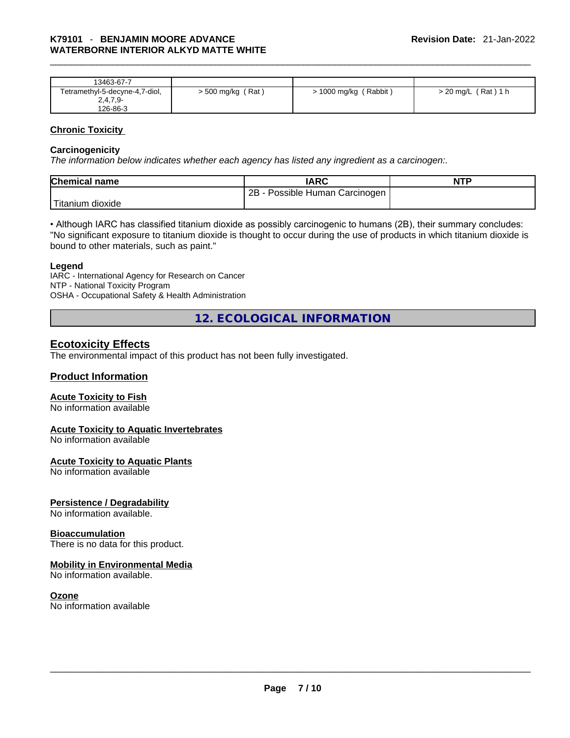| 13463-67-7 | | | |
|---|---|---|---|
| Tetramethyl-5-decyne-4,7-diol, 2,4,7,9- 126-86-3 | > 500 mg/kg ( Rat ) | > 1000 mg/kg ( Rabbit ) | > 20 mg/L ( Rat ) 1 h |

**Chronic Toxicity**

**Carcinogenicity**

*The information below indicates whether each agency has listed any ingredient as a carcinogen:.*

| Chemical name | IARC | NTP |
|---|---|---|
| Titanium dioxide | 2B - Possible Human Carcinogen | |

• Although IARC has classified titanium dioxide as possibly carcinogenic to humans (2B), their summary concludes: "No significant exposure to titanium dioxide is thought to occur during the use of products in which titanium dioxide is bound to other materials, such as paint."

**Legend**

IARC - International Agency for Research on Cancer
NTP - National Toxicity Program
OSHA - Occupational Safety & Health Administration

## 12. ECOLOGICAL INFORMATION

### Ecotoxicity Effects

The environmental impact of this product has not been fully investigated.

### Product Information

**Acute Toxicity to Fish**
No information available

**Acute Toxicity to Aquatic Invertebrates**
No information available

**Acute Toxicity to Aquatic Plants**
No information available

**Persistence / Degradability**
No information available.

**Bioaccumulation**
There is no data for this product.

**Mobility in Environmental Media**
No information available.

**Ozone**
No information available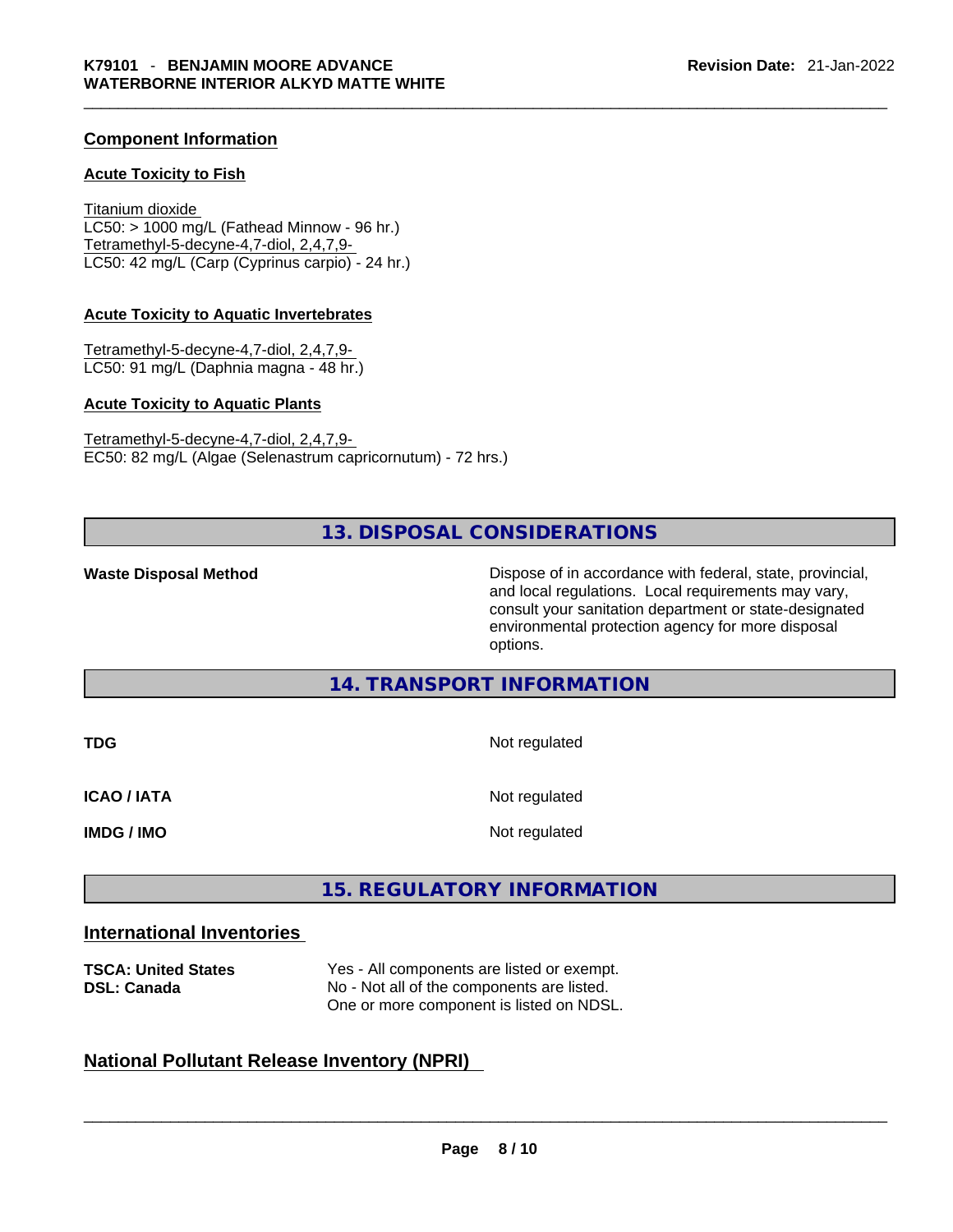## Component Information

### Acute Toxicity to Fish

Titanium dioxide
LC50: > 1000 mg/L (Fathead Minnow - 96 hr.)
Tetramethyl-5-decyne-4,7-diol, 2,4,7,9-
LC50: 42 mg/L (Carp (Cyprinus carpio) - 24 hr.)

### Acute Toxicity to Aquatic Invertebrates

Tetramethyl-5-decyne-4,7-diol, 2,4,7,9-
LC50: 91 mg/L (Daphnia magna - 48 hr.)

### Acute Toxicity to Aquatic Plants

Tetramethyl-5-decyne-4,7-diol, 2,4,7,9-
EC50: 82 mg/L (Algae (Selenastrum capricornutum) - 72 hrs.)

## 13. DISPOSAL CONSIDERATIONS

**Waste Disposal Method** — Dispose of in accordance with federal, state, provincial, and local regulations. Local requirements may vary, consult your sanitation department or state-designated environmental protection agency for more disposal options.

## 14. TRANSPORT INFORMATION

**TDG** — Not regulated

**ICAO / IATA** — Not regulated

**IMDG / IMO** — Not regulated

## 15. REGULATORY INFORMATION

## International Inventories

**TSCA: United States** — Yes - All components are listed or exempt.
**DSL: Canada** — No - Not all of the components are listed. One or more component is listed on NDSL.

## National Pollutant Release Inventory (NPRI)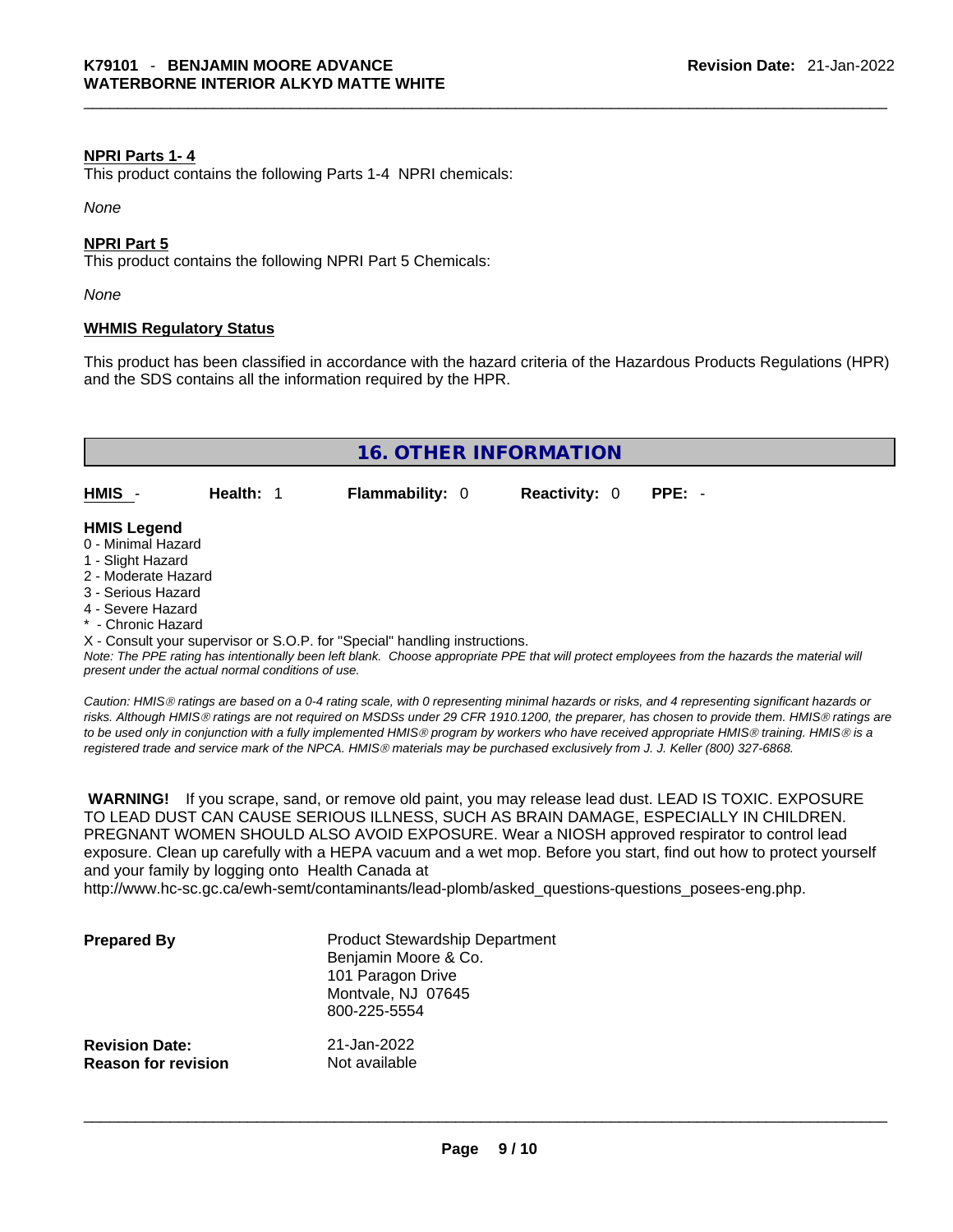**NPRI Parts 1- 4**

This product contains the following Parts 1-4 NPRI chemicals:

*None*

**NPRI Part 5**

This product contains the following NPRI Part 5 Chemicals:

*None*

**WHMIS Regulatory Status**

This product has been classified in accordance with the hazard criteria of the Hazardous Products Regulations (HPR) and the SDS contains all the information required by the HPR.

## 16. OTHER INFORMATION

| HMIS - | Health: 1 | Flammability: 0 | Reactivity: 0 | PPE: - |
|---|---|---|---|---|

**HMIS Legend**

0 - Minimal Hazard
1 - Slight Hazard
2 - Moderate Hazard
3 - Serious Hazard
4 - Severe Hazard
* - Chronic Hazard
X - Consult your supervisor or S.O.P. for "Special" handling instructions.

*Note: The PPE rating has intentionally been left blank. Choose appropriate PPE that will protect employees from the hazards the material will present under the actual normal conditions of use.*

*Caution: HMIS® ratings are based on a 0-4 rating scale, with 0 representing minimal hazards or risks, and 4 representing significant hazards or risks. Although HMIS® ratings are not required on MSDSs under 29 CFR 1910.1200, the preparer, has chosen to provide them. HMIS® ratings are to be used only in conjunction with a fully implemented HMIS® program by workers who have received appropriate HMIS® training. HMIS® is a registered trade and service mark of the NPCA. HMIS® materials may be purchased exclusively from J. J. Keller (800) 327-6868.*

**WARNING!** If you scrape, sand, or remove old paint, you may release lead dust. LEAD IS TOXIC. EXPOSURE TO LEAD DUST CAN CAUSE SERIOUS ILLNESS, SUCH AS BRAIN DAMAGE, ESPECIALLY IN CHILDREN. PREGNANT WOMEN SHOULD ALSO AVOID EXPOSURE. Wear a NIOSH approved respirator to control lead exposure. Clean up carefully with a HEPA vacuum and a wet mop. Before you start, find out how to protect yourself and your family by logging onto Health Canada at http://www.hc-sc.gc.ca/ewh-semt/contaminants/lead-plomb/asked_questions-questions_posees-eng.php.

**Prepared By**
Product Stewardship Department
Benjamin Moore & Co.
101 Paragon Drive
Montvale, NJ 07645
800-225-5554

**Revision Date:** 21-Jan-2022
**Reason for revision** Not available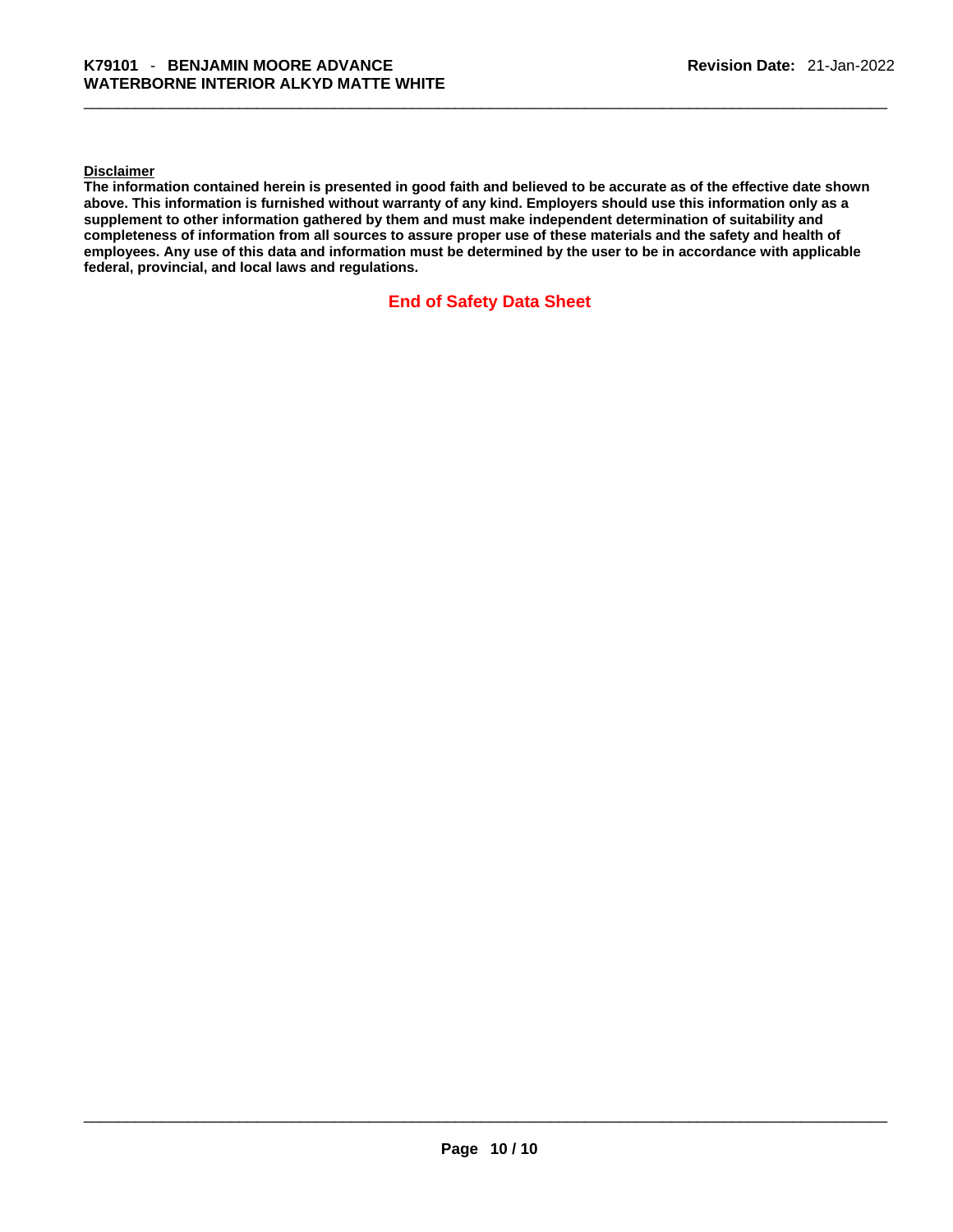**Disclaimer**

**The information contained herein is presented in good faith and believed to be accurate as of the effective date shown above. This information is furnished without warranty of any kind. Employers should use this information only as a supplement to other information gathered by them and must make independent determination of suitability and completeness of information from all sources to assure proper use of these materials and the safety and health of employees. Any use of this data and information must be determined by the user to be in accordance with applicable federal, provincial, and local laws and regulations.**

**End of Safety Data Sheet**